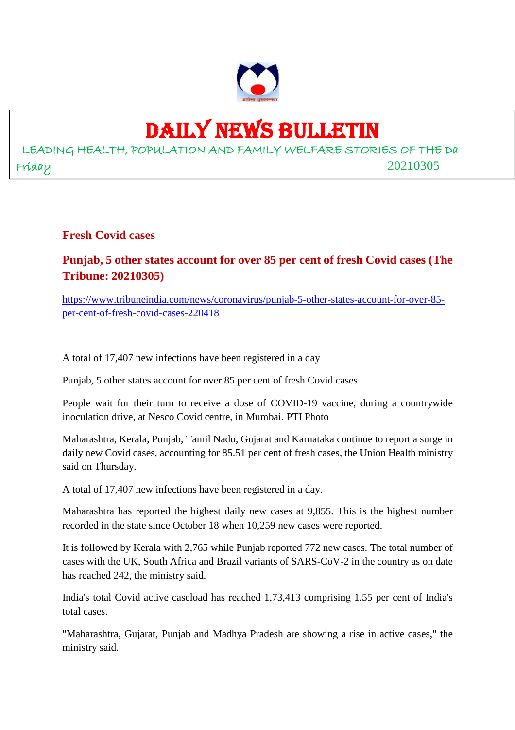# DAILY NEWS BULLETIN

LEADING HEALTH, POPULATION AND FAMILY WELFARE STORIES OF THE Da

Friday 20210305

## Fresh Covid cases

### Punjab, 5 other states account for over 85 per cent of fresh Covid cases (The Tribune: 20210305)

https://www.tribuneindia.com/news/coronavirus/punjab-5-other-states-account-for-over-85-per-cent-of-fresh-covid-cases-220418

A total of 17,407 new infections have been registered in a day

Punjab, 5 other states account for over 85 per cent of fresh Covid cases

People wait for their turn to receive a dose of COVID-19 vaccine, during a countrywide inoculation drive, at Nesco Covid centre, in Mumbai. PTI Photo

Maharashtra, Kerala, Punjab, Tamil Nadu, Gujarat and Karnataka continue to report a surge in daily new Covid cases, accounting for 85.51 per cent of fresh cases, the Union Health ministry said on Thursday.

A total of 17,407 new infections have been registered in a day.

Maharashtra has reported the highest daily new cases at 9,855. This is the highest number recorded in the state since October 18 when 10,259 new cases were reported.

It is followed by Kerala with 2,765 while Punjab reported 772 new cases. The total number of cases with the UK, South Africa and Brazil variants of SARS-CoV-2 in the country as on date has reached 242, the ministry said.

India's total Covid active caseload has reached 1,73,413 comprising 1.55 per cent of India's total cases.

"Maharashtra, Gujarat, Punjab and Madhya Pradesh are showing a rise in active cases," the ministry said.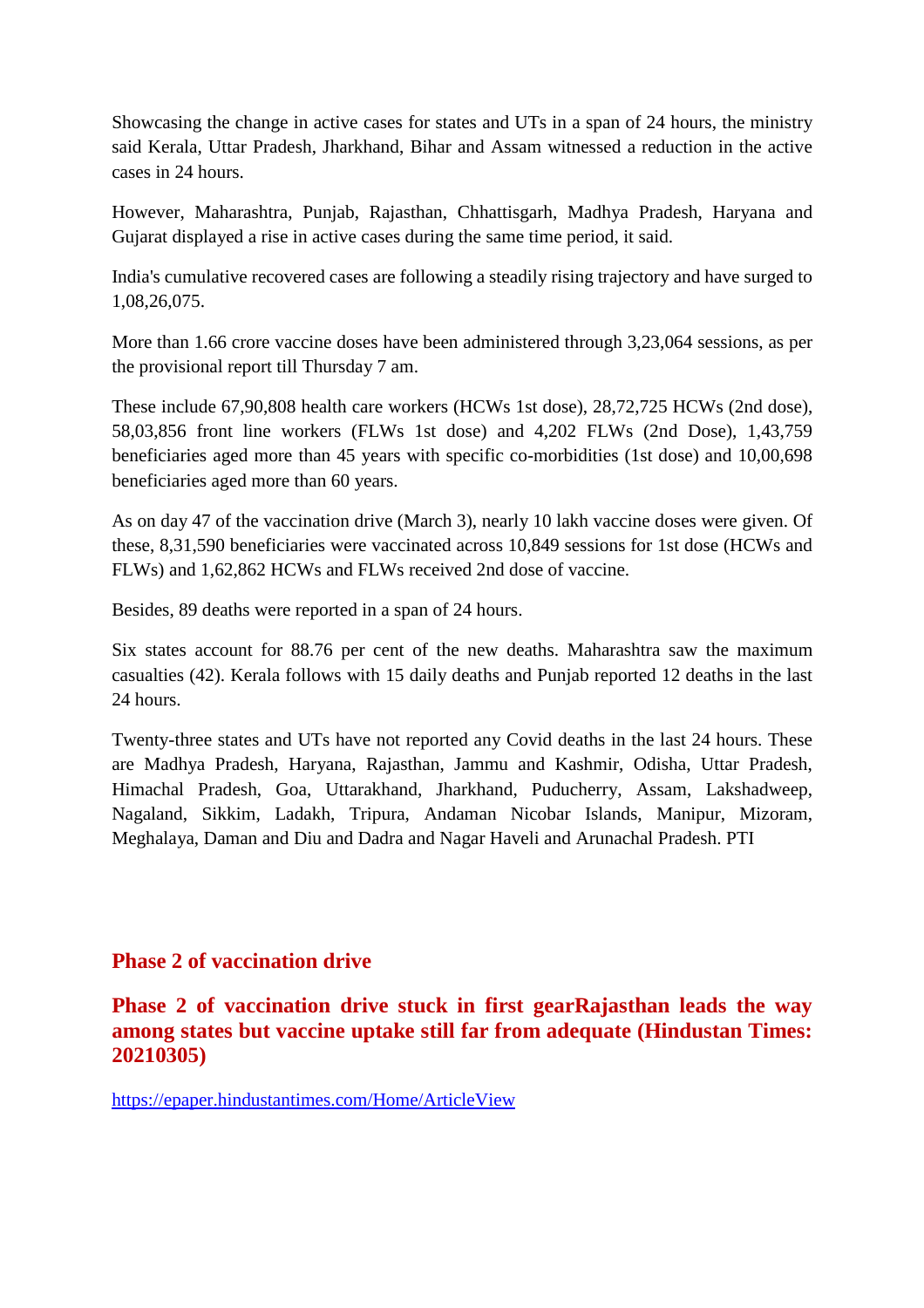Showcasing the change in active cases for states and UTs in a span of 24 hours, the ministry said Kerala, Uttar Pradesh, Jharkhand, Bihar and Assam witnessed a reduction in the active cases in 24 hours.

However, Maharashtra, Punjab, Rajasthan, Chhattisgarh, Madhya Pradesh, Haryana and Gujarat displayed a rise in active cases during the same time period, it said.

India's cumulative recovered cases are following a steadily rising trajectory and have surged to 1,08,26,075.

More than 1.66 crore vaccine doses have been administered through 3,23,064 sessions, as per the provisional report till Thursday 7 am.

These include 67,90,808 health care workers (HCWs 1st dose), 28,72,725 HCWs (2nd dose), 58,03,856 front line workers (FLWs 1st dose) and 4,202 FLWs (2nd Dose), 1,43,759 beneficiaries aged more than 45 years with specific co-morbidities (1st dose) and 10,00,698 beneficiaries aged more than 60 years.

As on day 47 of the vaccination drive (March 3), nearly 10 lakh vaccine doses were given. Of these, 8,31,590 beneficiaries were vaccinated across 10,849 sessions for 1st dose (HCWs and FLWs) and 1,62,862 HCWs and FLWs received 2nd dose of vaccine.

Besides, 89 deaths were reported in a span of 24 hours.

Six states account for 88.76 per cent of the new deaths. Maharashtra saw the maximum casualties (42). Kerala follows with 15 daily deaths and Punjab reported 12 deaths in the last 24 hours.

Twenty-three states and UTs have not reported any Covid deaths in the last 24 hours. These are Madhya Pradesh, Haryana, Rajasthan, Jammu and Kashmir, Odisha, Uttar Pradesh, Himachal Pradesh, Goa, Uttarakhand, Jharkhand, Puducherry, Assam, Lakshadweep, Nagaland, Sikkim, Ladakh, Tripura, Andaman Nicobar Islands, Manipur, Mizoram, Meghalaya, Daman and Diu and Dadra and Nagar Haveli and Arunachal Pradesh. PTI

## Phase 2 of vaccination drive

### Phase 2 of vaccination drive stuck in first gearRajasthan leads the way among states but vaccine uptake still far from adequate (Hindustan Times: 20210305)

https://epaper.hindustantimes.com/Home/ArticleView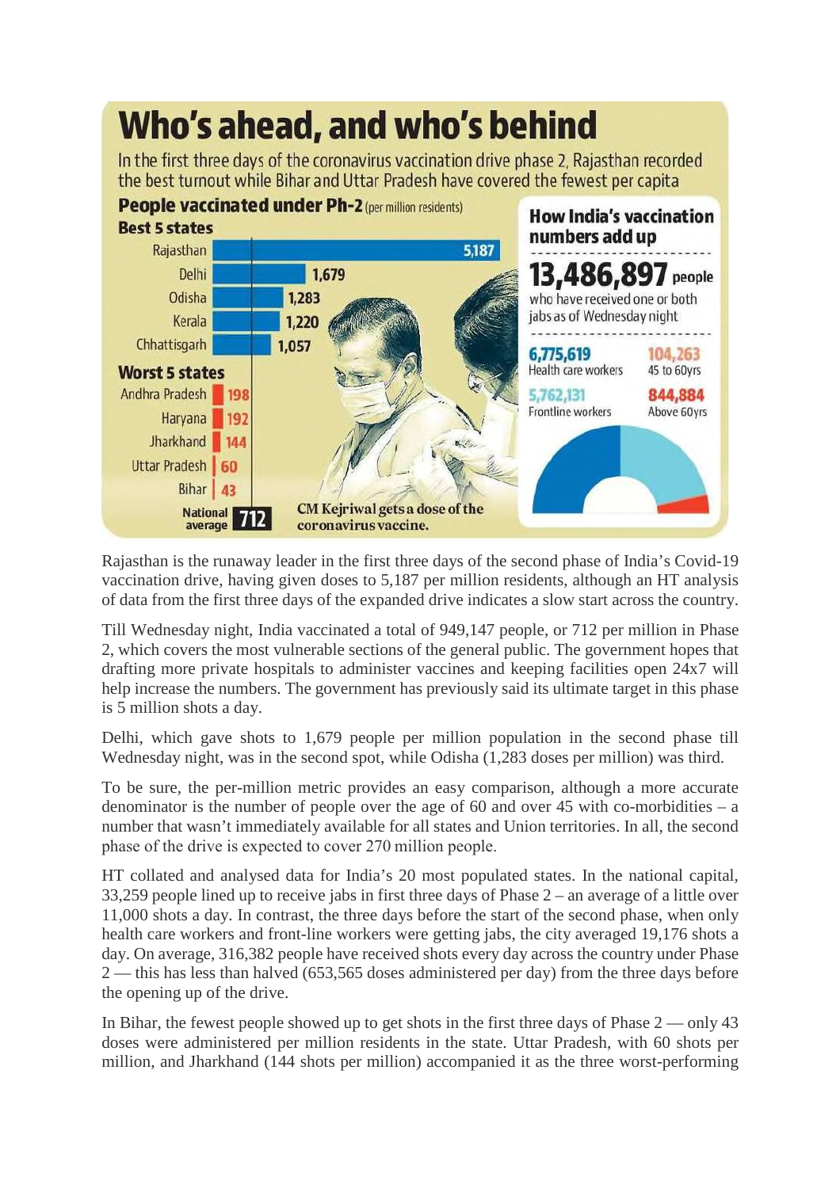# Who's ahead, and who's behind

In the first three days of the coronavirus vaccination drive phase 2, Rajasthan recorded the best turnout while Bihar and Uttar Pradesh have covered the fewest per capita

**People vaccinated under Ph-2** (per million residents)

**Best 5 states**

| State | Per million |
|---|---|
| Rajasthan | 5,187 |
| Delhi | 1,679 |
| Odisha | 1,283 |
| Kerala | 1,220 |
| Chhattisgarh | 1,057 |

**Worst 5 states**

| State | Per million |
|---|---|
| Andhra Pradesh | 198 |
| Haryana | 192 |
| Jharkhand | 144 |
| Uttar Pradesh | 60 |
| Bihar | 43 |

**National average** 712

CM Kejriwal gets a dose of the coronavirus vaccine.

**How India's vaccination numbers add up**

**13,486,897** people who have received one or both jabs as of Wednesday night

- 6,775,619 Health care workers
- 104,263 45 to 60yrs
- 5,762,131 Frontline workers
- 844,884 Above 60yrs

Rajasthan is the runaway leader in the first three days of the second phase of India's Covid-19 vaccination drive, having given doses to 5,187 per million residents, although an HT analysis of data from the first three days of the expanded drive indicates a slow start across the country.

Till Wednesday night, India vaccinated a total of 949,147 people, or 712 per million in Phase 2, which covers the most vulnerable sections of the general public. The government hopes that drafting more private hospitals to administer vaccines and keeping facilities open 24x7 will help increase the numbers. The government has previously said its ultimate target in this phase is 5 million shots a day.

Delhi, which gave shots to 1,679 people per million population in the second phase till Wednesday night, was in the second spot, while Odisha (1,283 doses per million) was third.

To be sure, the per-million metric provides an easy comparison, although a more accurate denominator is the number of people over the age of 60 and over 45 with co-morbidities – a number that wasn't immediately available for all states and Union territories. In all, the second phase of the drive is expected to cover 270 million people.

HT collated and analysed data for India's 20 most populated states. In the national capital, 33,259 people lined up to receive jabs in first three days of Phase 2 – an average of a little over 11,000 shots a day. In contrast, the three days before the start of the second phase, when only health care workers and front-line workers were getting jabs, the city averaged 19,176 shots a day. On average, 316,382 people have received shots every day across the country under Phase 2 — this has less than halved (653,565 doses administered per day) from the three days before the opening up of the drive.

In Bihar, the fewest people showed up to get shots in the first three days of Phase 2 — only 43 doses were administered per million residents in the state. Uttar Pradesh, with 60 shots per million, and Jharkhand (144 shots per million) accompanied it as the three worst-performing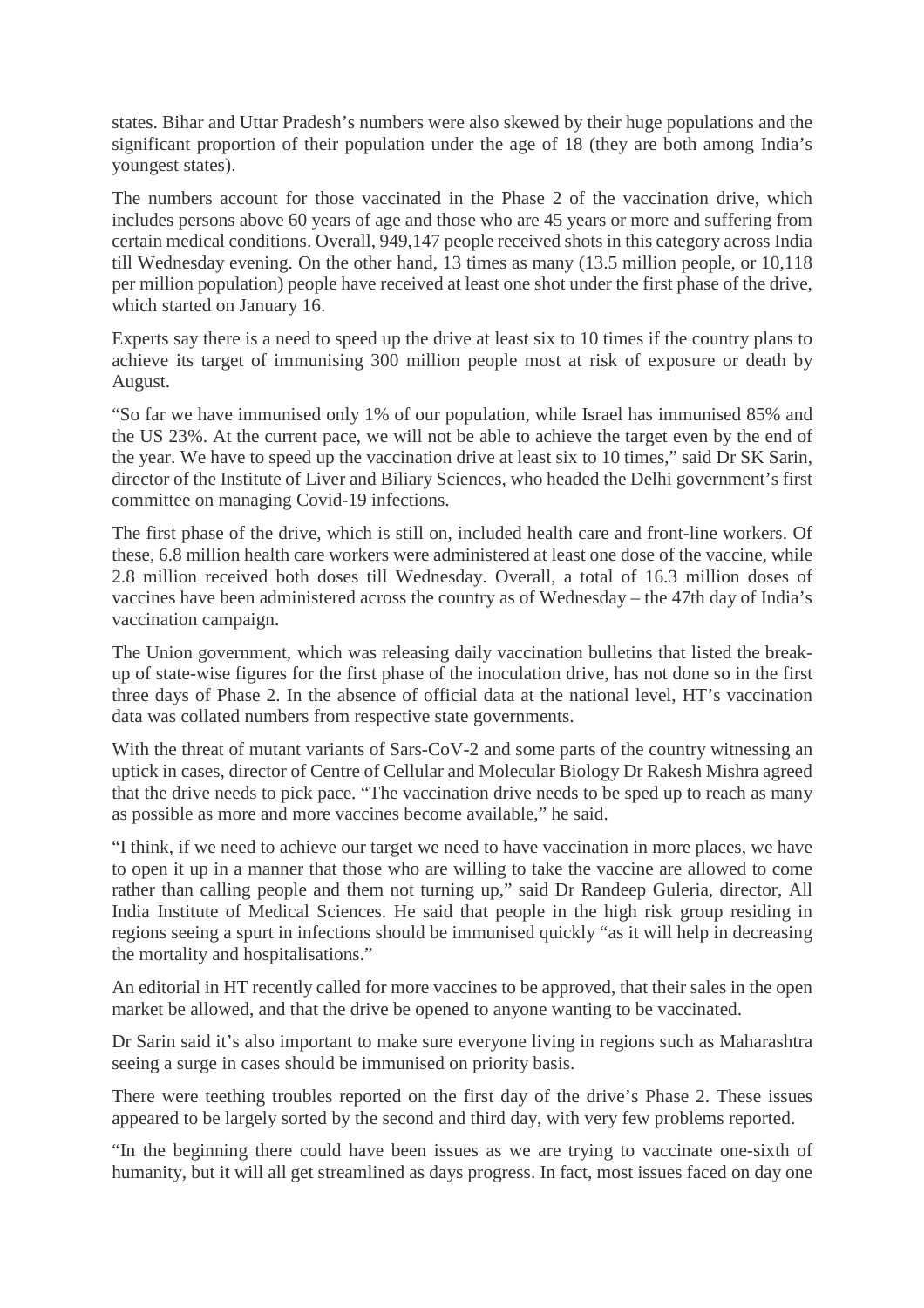states. Bihar and Uttar Pradesh's numbers were also skewed by their huge populations and the significant proportion of their population under the age of 18 (they are both among India's youngest states).

The numbers account for those vaccinated in the Phase 2 of the vaccination drive, which includes persons above 60 years of age and those who are 45 years or more and suffering from certain medical conditions. Overall, 949,147 people received shots in this category across India till Wednesday evening. On the other hand, 13 times as many (13.5 million people, or 10,118 per million population) people have received at least one shot under the first phase of the drive, which started on January 16.

Experts say there is a need to speed up the drive at least six to 10 times if the country plans to achieve its target of immunising 300 million people most at risk of exposure or death by August.

"So far we have immunised only 1% of our population, while Israel has immunised 85% and the US 23%. At the current pace, we will not be able to achieve the target even by the end of the year. We have to speed up the vaccination drive at least six to 10 times," said Dr SK Sarin, director of the Institute of Liver and Biliary Sciences, who headed the Delhi government's first committee on managing Covid-19 infections.

The first phase of the drive, which is still on, included health care and front-line workers. Of these, 6.8 million health care workers were administered at least one dose of the vaccine, while 2.8 million received both doses till Wednesday. Overall, a total of 16.3 million doses of vaccines have been administered across the country as of Wednesday – the 47th day of India's vaccination campaign.

The Union government, which was releasing daily vaccination bulletins that listed the break-up of state-wise figures for the first phase of the inoculation drive, has not done so in the first three days of Phase 2. In the absence of official data at the national level, HT's vaccination data was collated numbers from respective state governments.

With the threat of mutant variants of Sars-CoV-2 and some parts of the country witnessing an uptick in cases, director of Centre of Cellular and Molecular Biology Dr Rakesh Mishra agreed that the drive needs to pick pace. "The vaccination drive needs to be sped up to reach as many as possible as more and more vaccines become available," he said.

"I think, if we need to achieve our target we need to have vaccination in more places, we have to open it up in a manner that those who are willing to take the vaccine are allowed to come rather than calling people and them not turning up," said Dr Randeep Guleria, director, All India Institute of Medical Sciences. He said that people in the high risk group residing in regions seeing a spurt in infections should be immunised quickly "as it will help in decreasing the mortality and hospitalisations."

An editorial in HT recently called for more vaccines to be approved, that their sales in the open market be allowed, and that the drive be opened to anyone wanting to be vaccinated.

Dr Sarin said it's also important to make sure everyone living in regions such as Maharashtra seeing a surge in cases should be immunised on priority basis.

There were teething troubles reported on the first day of the drive's Phase 2. These issues appeared to be largely sorted by the second and third day, with very few problems reported.

"In the beginning there could have been issues as we are trying to vaccinate one-sixth of humanity, but it will all get streamlined as days progress. In fact, most issues faced on day one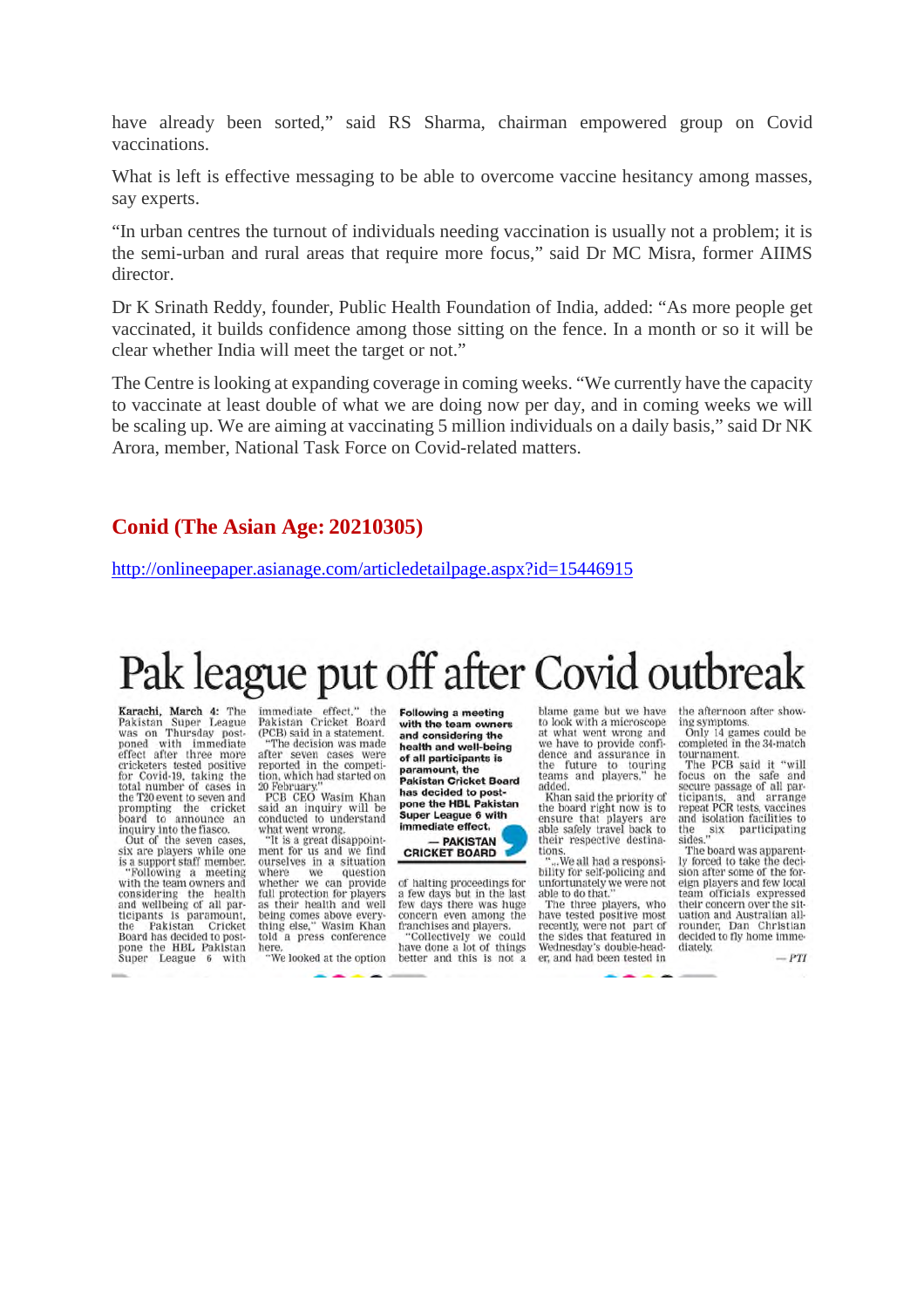have already been sorted," said RS Sharma, chairman empowered group on Covid vaccinations.

What is left is effective messaging to be able to overcome vaccine hesitancy among masses, say experts.

"In urban centres the turnout of individuals needing vaccination is usually not a problem; it is the semi-urban and rural areas that require more focus," said Dr MC Misra, former AIIMS director.

Dr K Srinath Reddy, founder, Public Health Foundation of India, added: "As more people get vaccinated, it builds confidence among those sitting on the fence. In a month or so it will be clear whether India will meet the target or not."

The Centre is looking at expanding coverage in coming weeks. "We currently have the capacity to vaccinate at least double of what we are doing now per day, and in coming weeks we will be scaling up. We are aiming at vaccinating 5 million individuals on a daily basis," said Dr NK Arora, member, National Task Force on Covid-related matters.

## Conid (The Asian Age: 20210305)

http://onlineepaper.asianage.com/articledetailpage.aspx?id=15446915

# Pak league put off after Covid outbreak

**Karachi, March 4:** The Pakistan Super League was on Thursday postponed with immediate effect after three more cricketers tested positive for Covid-19, taking the total number of cases in the T20 event to seven and prompting the cricket board to announce an inquiry into the fiasco.

Out of the seven cases, six are players while one is a support staff member.

"Following a meeting with the team owners and considering the health and wellbeing of all participants is paramount, the Pakistan Cricket Board has decided to postpone the HBL Pakistan Super League 6 with immediate effect," the Pakistan Cricket Board (PCB) said in a statement.

"The decision was made after seven cases were reported in the competition, which had started on 20 February."

PCB CEO Wasim Khan said an inquiry will be conducted to understand what went wrong.

"It is a great disappointment for us and we find ourselves in a situation where we question whether we can provide full protection for players as their health and well being comes above everything else," Wasim Khan told a press conference here.

"We looked at the option of halting proceedings for a few days but in the last few days there was huge concern even among the franchises and players.

"Collectively we could have done a lot of things better and this is not a blame game but we have to look with a microscope at what went wrong and we have to provide confidence and assurance in the future to touring teams and players," he added.

> **Following a meeting with the team owners and considering the health and well-being of all participants is paramount, the Pakistan Cricket Board has decided to postpone the HBL Pakistan Super League 6 with immediate effect.**
>
> **— PAKISTAN CRICKET BOARD**

Khan said the priority of the board right now is to ensure that players are able safely travel back to their respective destinations.

"...We all had a responsibility for self-policing and unfortunately we were not able to do that."

The three players, who have tested positive most recently, were not part of the sides that featured in Wednesday's double-header, and had been tested in the afternoon after showing symptoms.

Only 14 games could be completed in the 34-match tournament.

The PCB said it "will focus on the safe and secure passage of all participants, and arrange repeat PCR tests, vaccines and isolation facilities to the six participating sides."

The board was apparently forced to take the decision after some of the foreign players and few local team officials expressed their concern over the situation and Australian allrounder, Dan Christian decided to fly home immediately.

*— PTI*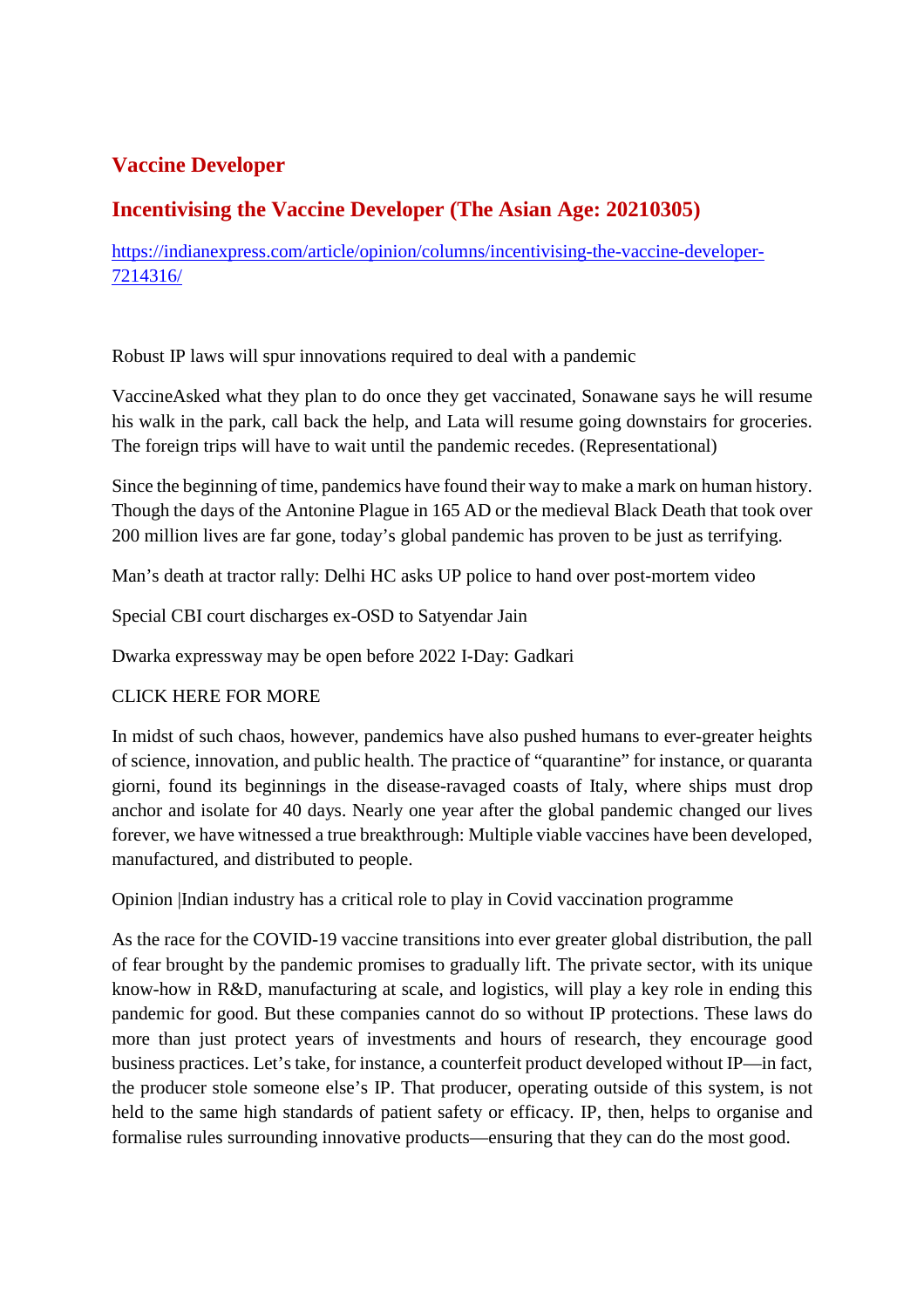## Vaccine Developer

## Incentivising the Vaccine Developer (The Asian Age: 20210305)

https://indianexpress.com/article/opinion/columns/incentivising-the-vaccine-developer-7214316/

Robust IP laws will spur innovations required to deal with a pandemic

VaccineAsked what they plan to do once they get vaccinated, Sonawane says he will resume his walk in the park, call back the help, and Lata will resume going downstairs for groceries. The foreign trips will have to wait until the pandemic recedes. (Representational)

Since the beginning of time, pandemics have found their way to make a mark on human history. Though the days of the Antonine Plague in 165 AD or the medieval Black Death that took over 200 million lives are far gone, today's global pandemic has proven to be just as terrifying.

Man's death at tractor rally: Delhi HC asks UP police to hand over post-mortem video

Special CBI court discharges ex-OSD to Satyendar Jain

Dwarka expressway may be open before 2022 I-Day: Gadkari

CLICK HERE FOR MORE

In midst of such chaos, however, pandemics have also pushed humans to ever-greater heights of science, innovation, and public health. The practice of "quarantine" for instance, or quaranta giorni, found its beginnings in the disease-ravaged coasts of Italy, where ships must drop anchor and isolate for 40 days. Nearly one year after the global pandemic changed our lives forever, we have witnessed a true breakthrough: Multiple viable vaccines have been developed, manufactured, and distributed to people.

Opinion |Indian industry has a critical role to play in Covid vaccination programme

As the race for the COVID-19 vaccine transitions into ever greater global distribution, the pall of fear brought by the pandemic promises to gradually lift. The private sector, with its unique know-how in R&D, manufacturing at scale, and logistics, will play a key role in ending this pandemic for good. But these companies cannot do so without IP protections. These laws do more than just protect years of investments and hours of research, they encourage good business practices. Let's take, for instance, a counterfeit product developed without IP—in fact, the producer stole someone else's IP. That producer, operating outside of this system, is not held to the same high standards of patient safety or efficacy. IP, then, helps to organise and formalise rules surrounding innovative products—ensuring that they can do the most good.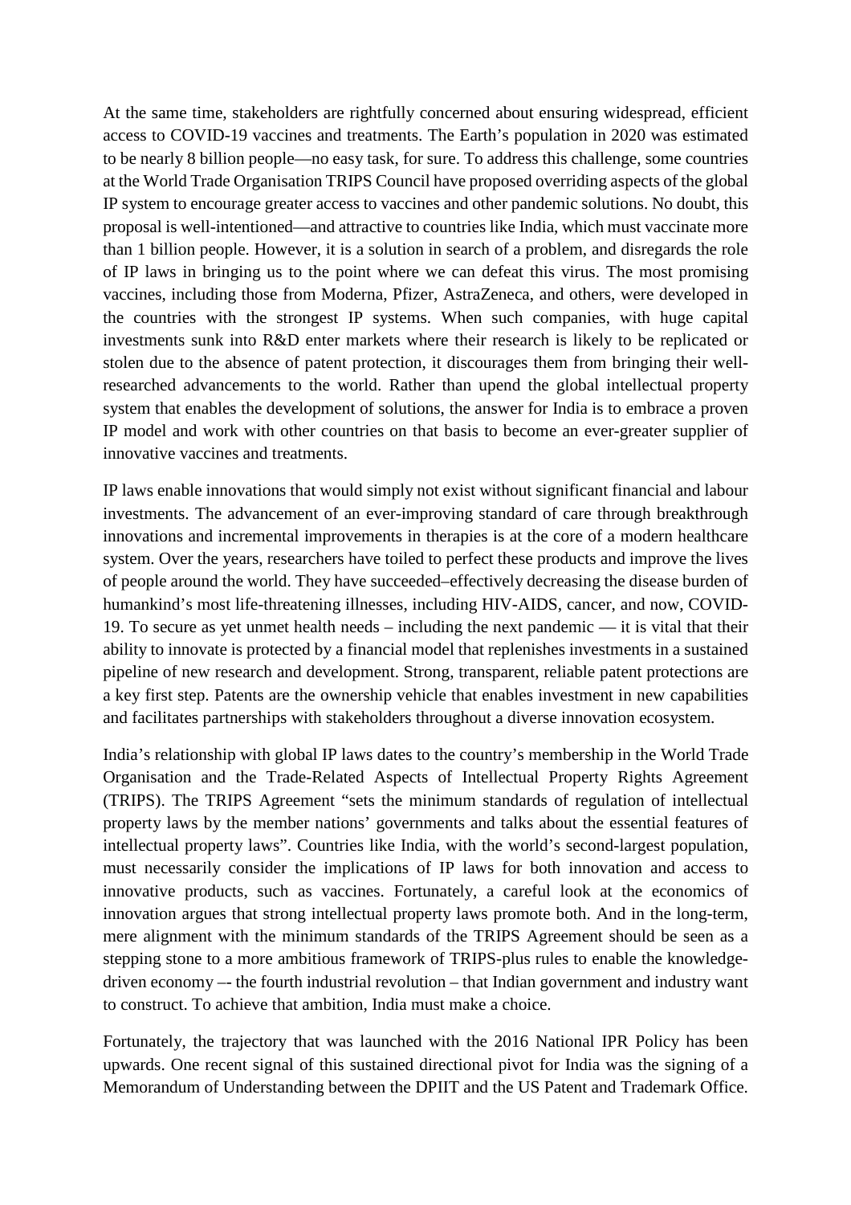At the same time, stakeholders are rightfully concerned about ensuring widespread, efficient access to COVID-19 vaccines and treatments. The Earth's population in 2020 was estimated to be nearly 8 billion people—no easy task, for sure. To address this challenge, some countries at the World Trade Organisation TRIPS Council have proposed overriding aspects of the global IP system to encourage greater access to vaccines and other pandemic solutions. No doubt, this proposal is well-intentioned—and attractive to countries like India, which must vaccinate more than 1 billion people. However, it is a solution in search of a problem, and disregards the role of IP laws in bringing us to the point where we can defeat this virus. The most promising vaccines, including those from Moderna, Pfizer, AstraZeneca, and others, were developed in the countries with the strongest IP systems. When such companies, with huge capital investments sunk into R&D enter markets where their research is likely to be replicated or stolen due to the absence of patent protection, it discourages them from bringing their well-researched advancements to the world. Rather than upend the global intellectual property system that enables the development of solutions, the answer for India is to embrace a proven IP model and work with other countries on that basis to become an ever-greater supplier of innovative vaccines and treatments.

IP laws enable innovations that would simply not exist without significant financial and labour investments. The advancement of an ever-improving standard of care through breakthrough innovations and incremental improvements in therapies is at the core of a modern healthcare system. Over the years, researchers have toiled to perfect these products and improve the lives of people around the world. They have succeeded–effectively decreasing the disease burden of humankind's most life-threatening illnesses, including HIV-AIDS, cancer, and now, COVID-19. To secure as yet unmet health needs – including the next pandemic — it is vital that their ability to innovate is protected by a financial model that replenishes investments in a sustained pipeline of new research and development. Strong, transparent, reliable patent protections are a key first step. Patents are the ownership vehicle that enables investment in new capabilities and facilitates partnerships with stakeholders throughout a diverse innovation ecosystem.

India's relationship with global IP laws dates to the country's membership in the World Trade Organisation and the Trade-Related Aspects of Intellectual Property Rights Agreement (TRIPS). The TRIPS Agreement "sets the minimum standards of regulation of intellectual property laws by the member nations' governments and talks about the essential features of intellectual property laws". Countries like India, with the world's second-largest population, must necessarily consider the implications of IP laws for both innovation and access to innovative products, such as vaccines. Fortunately, a careful look at the economics of innovation argues that strong intellectual property laws promote both. And in the long-term, mere alignment with the minimum standards of the TRIPS Agreement should be seen as a stepping stone to a more ambitious framework of TRIPS-plus rules to enable the knowledge-driven economy –- the fourth industrial revolution – that Indian government and industry want to construct. To achieve that ambition, India must make a choice.

Fortunately, the trajectory that was launched with the 2016 National IPR Policy has been upwards. One recent signal of this sustained directional pivot for India was the signing of a Memorandum of Understanding between the DPIIT and the US Patent and Trademark Office.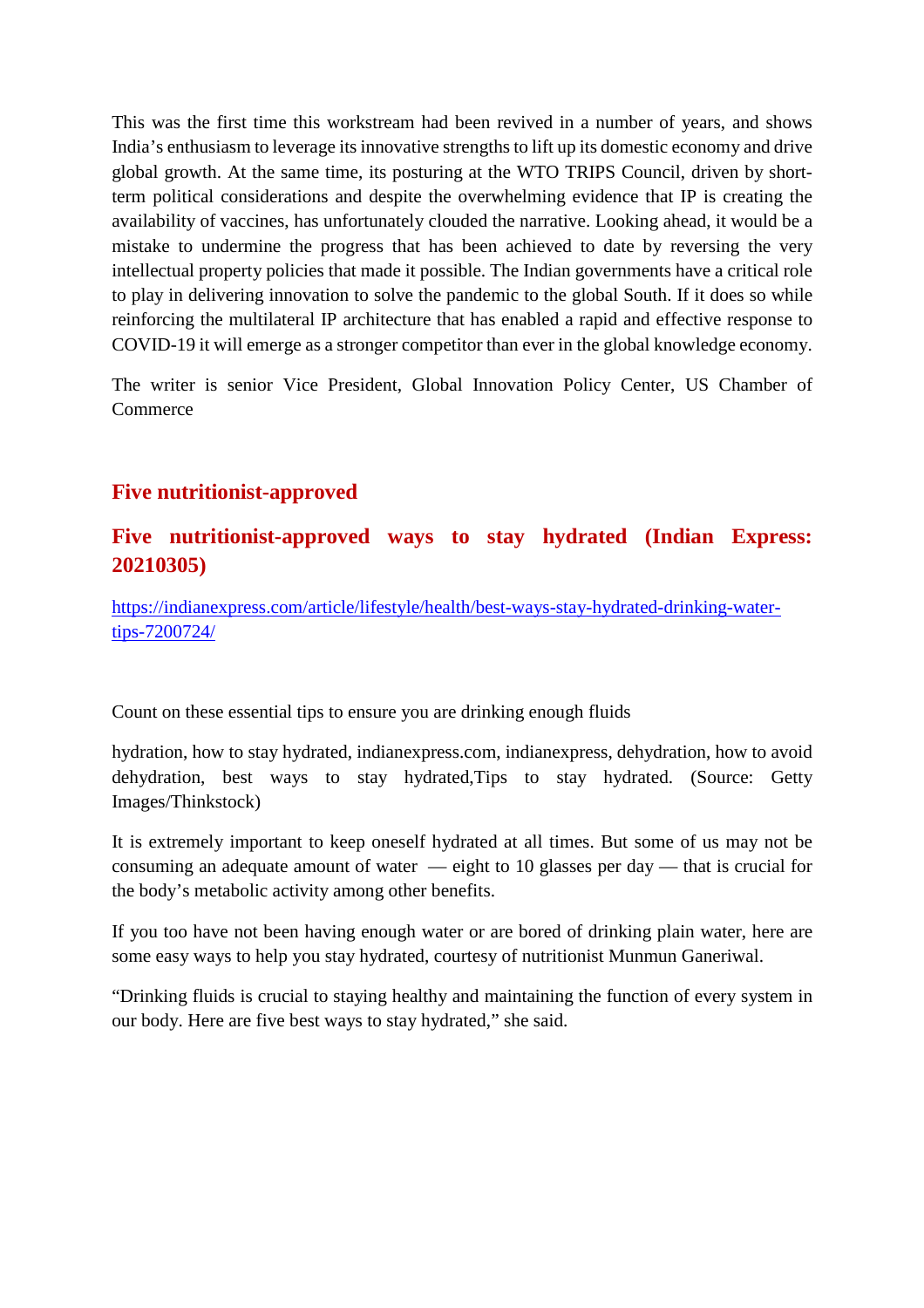This was the first time this workstream had been revived in a number of years, and shows India's enthusiasm to leverage its innovative strengths to lift up its domestic economy and drive global growth. At the same time, its posturing at the WTO TRIPS Council, driven by short-term political considerations and despite the overwhelming evidence that IP is creating the availability of vaccines, has unfortunately clouded the narrative. Looking ahead, it would be a mistake to undermine the progress that has been achieved to date by reversing the very intellectual property policies that made it possible. The Indian governments have a critical role to play in delivering innovation to solve the pandemic to the global South. If it does so while reinforcing the multilateral IP architecture that has enabled a rapid and effective response to COVID-19 it will emerge as a stronger competitor than ever in the global knowledge economy.

The writer is senior Vice President, Global Innovation Policy Center, US Chamber of Commerce

## Five nutritionist-approved

## Five nutritionist-approved ways to stay hydrated (Indian Express: 20210305)

https://indianexpress.com/article/lifestyle/health/best-ways-stay-hydrated-drinking-water-tips-7200724/

Count on these essential tips to ensure you are drinking enough fluids

hydration, how to stay hydrated, indianexpress.com, indianexpress, dehydration, how to avoid dehydration, best ways to stay hydrated,Tips to stay hydrated. (Source: Getty Images/Thinkstock)

It is extremely important to keep oneself hydrated at all times. But some of us may not be consuming an adequate amount of water — eight to 10 glasses per day — that is crucial for the body's metabolic activity among other benefits.

If you too have not been having enough water or are bored of drinking plain water, here are some easy ways to help you stay hydrated, courtesy of nutritionist Munmun Ganeriwal.

"Drinking fluids is crucial to staying healthy and maintaining the function of every system in our body. Here are five best ways to stay hydrated," she said.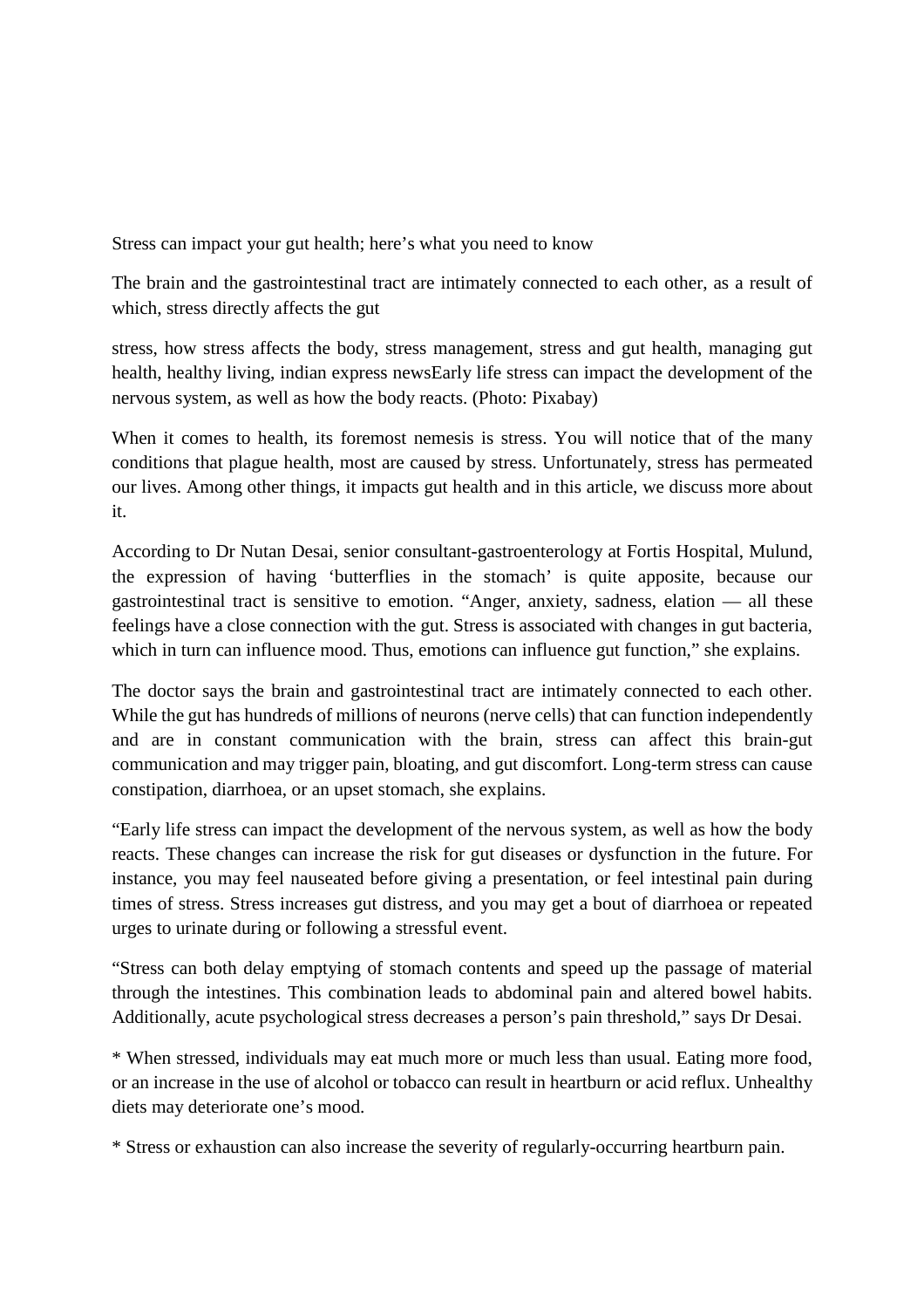Stress can impact your gut health; here's what you need to know

The brain and the gastrointestinal tract are intimately connected to each other, as a result of which, stress directly affects the gut

stress, how stress affects the body, stress management, stress and gut health, managing gut health, healthy living, indian express newsEarly life stress can impact the development of the nervous system, as well as how the body reacts. (Photo: Pixabay)

When it comes to health, its foremost nemesis is stress. You will notice that of the many conditions that plague health, most are caused by stress. Unfortunately, stress has permeated our lives. Among other things, it impacts gut health and in this article, we discuss more about it.

According to Dr Nutan Desai, senior consultant-gastroenterology at Fortis Hospital, Mulund, the expression of having 'butterflies in the stomach' is quite apposite, because our gastrointestinal tract is sensitive to emotion. "Anger, anxiety, sadness, elation — all these feelings have a close connection with the gut. Stress is associated with changes in gut bacteria, which in turn can influence mood. Thus, emotions can influence gut function," she explains.

The doctor says the brain and gastrointestinal tract are intimately connected to each other. While the gut has hundreds of millions of neurons (nerve cells) that can function independently and are in constant communication with the brain, stress can affect this brain-gut communication and may trigger pain, bloating, and gut discomfort. Long-term stress can cause constipation, diarrhoea, or an upset stomach, she explains.

"Early life stress can impact the development of the nervous system, as well as how the body reacts. These changes can increase the risk for gut diseases or dysfunction in the future. For instance, you may feel nauseated before giving a presentation, or feel intestinal pain during times of stress. Stress increases gut distress, and you may get a bout of diarrhoea or repeated urges to urinate during or following a stressful event.

"Stress can both delay emptying of stomach contents and speed up the passage of material through the intestines. This combination leads to abdominal pain and altered bowel habits. Additionally, acute psychological stress decreases a person's pain threshold," says Dr Desai.

* When stressed, individuals may eat much more or much less than usual. Eating more food, or an increase in the use of alcohol or tobacco can result in heartburn or acid reflux. Unhealthy diets may deteriorate one's mood.

* Stress or exhaustion can also increase the severity of regularly-occurring heartburn pain.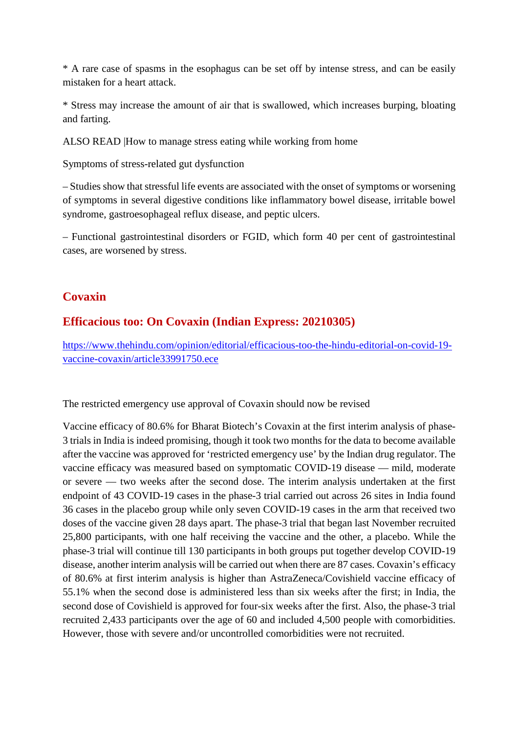* A rare case of spasms in the esophagus can be set off by intense stress, and can be easily mistaken for a heart attack.

* Stress may increase the amount of air that is swallowed, which increases burping, bloating and farting.

ALSO READ |How to manage stress eating while working from home

Symptoms of stress-related gut dysfunction

– Studies show that stressful life events are associated with the onset of symptoms or worsening of symptoms in several digestive conditions like inflammatory bowel disease, irritable bowel syndrome, gastroesophageal reflux disease, and peptic ulcers.

– Functional gastrointestinal disorders or FGID, which form 40 per cent of gastrointestinal cases, are worsened by stress.

## Covaxin

## Efficacious too: On Covaxin (Indian Express: 20210305)

[https://www.thehindu.com/opinion/editorial/efficacious-too-the-hindu-editorial-on-covid-19-vaccine-covaxin/article33991750.ece](https://www.thehindu.com/opinion/editorial/efficacious-too-the-hindu-editorial-on-covid-19-vaccine-covaxin/article33991750.ece)

The restricted emergency use approval of Covaxin should now be revised

Vaccine efficacy of 80.6% for Bharat Biotech's Covaxin at the first interim analysis of phase-3 trials in India is indeed promising, though it took two months for the data to become available after the vaccine was approved for 'restricted emergency use' by the Indian drug regulator. The vaccine efficacy was measured based on symptomatic COVID-19 disease — mild, moderate or severe — two weeks after the second dose. The interim analysis undertaken at the first endpoint of 43 COVID-19 cases in the phase-3 trial carried out across 26 sites in India found 36 cases in the placebo group while only seven COVID-19 cases in the arm that received two doses of the vaccine given 28 days apart. The phase-3 trial that began last November recruited 25,800 participants, with one half receiving the vaccine and the other, a placebo. While the phase-3 trial will continue till 130 participants in both groups put together develop COVID-19 disease, another interim analysis will be carried out when there are 87 cases. Covaxin's efficacy of 80.6% at first interim analysis is higher than AstraZeneca/Covishield vaccine efficacy of 55.1% when the second dose is administered less than six weeks after the first; in India, the second dose of Covishield is approved for four-six weeks after the first. Also, the phase-3 trial recruited 2,433 participants over the age of 60 and included 4,500 people with comorbidities. However, those with severe and/or uncontrolled comorbidities were not recruited.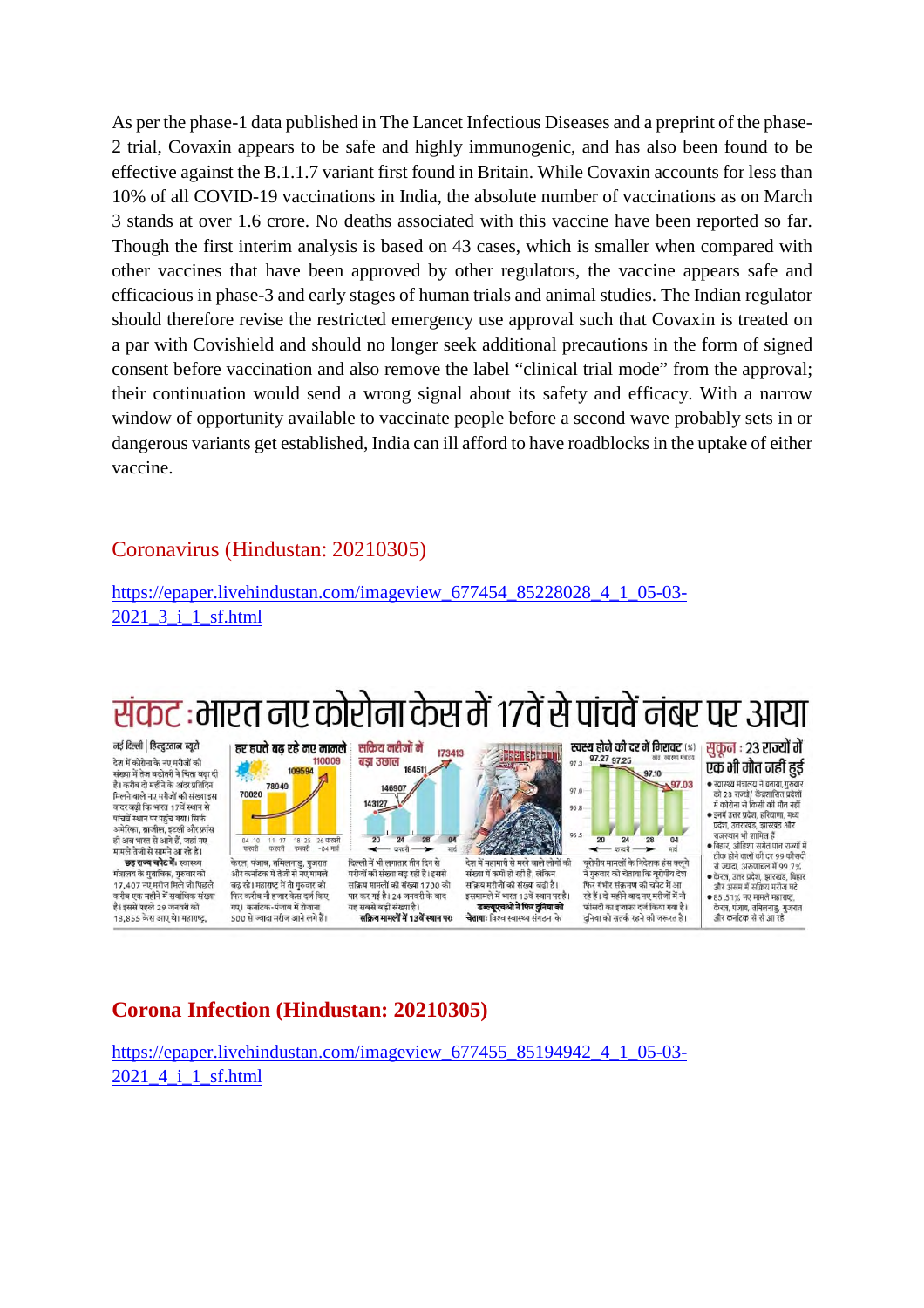As per the phase-1 data published in The Lancet Infectious Diseases and a preprint of the phase-2 trial, Covaxin appears to be safe and highly immunogenic, and has also been found to be effective against the B.1.1.7 variant first found in Britain. While Covaxin accounts for less than 10% of all COVID-19 vaccinations in India, the absolute number of vaccinations as on March 3 stands at over 1.6 crore. No deaths associated with this vaccine have been reported so far. Though the first interim analysis is based on 43 cases, which is smaller when compared with other vaccines that have been approved by other regulators, the vaccine appears safe and efficacious in phase-3 and early stages of human trials and animal studies. The Indian regulator should therefore revise the restricted emergency use approval such that Covaxin is treated on a par with Covishield and should no longer seek additional precautions in the form of signed consent before vaccination and also remove the label "clinical trial mode" from the approval; their continuation would send a wrong signal about its safety and efficacy. With a narrow window of opportunity available to vaccinate people before a second wave probably sets in or dangerous variants get established, India can ill afford to have roadblocks in the uptake of either vaccine.

## Coronavirus (Hindustan: 20210305)

https://epaper.livehindustan.com/imageview_677454_85228028_4_1_05-03-2021_3_i_1_sf.html

# संकट : भारत नए कोरोना केस में 17वें से पांचवें नंबर पर आया

नई दिल्ली | हिन्दुस्तान ब्यूरो

देश में कोरोना के नए मरीजों की संख्या में तेज बढ़ोतरी ने चिंता बढ़ा दी है। करीब दो महीने के अंदर प्रतिदिन मिलने वाले नए मरीजों की संख्या इस कदर बढ़ी कि भारत 17वें स्थान से पांचवें स्थान पर पहुंच गया। सिर्फ अमेरिका, ब्राजील, इटली और फ्रांस ही अब भारत से आगे हैं, जहां नए मामले तेजी से सामने आ रहे हैं।

**छह राज्य चपेट में:** स्वास्थ्य मंत्रालय के मुताबिक, गुरुवार को 17,407 नए मरीज मिले जो पिछले करीब एक महीने में सर्वाधिक संख्या है। इससे पहले 29 जनवरी को 18,855 केस आए थे। महाराष्ट्र, केरल, पंजाब, तमिलनाडु, गुजरात और कर्नाटक में तेजी से नए मामले बढ़ रहे। महाराष्ट्र में तो गुरुवार को फिर करीब नौ हजार केस दर्ज किए गए। कर्नाटक-पंजाब में रोजाना 500 से ज्यादा मरीज आने लगे हैं।

**हर हफ्ते बढ़ रहे नए मामले**

| 04-10 फरवरी | 11-17 फरवरी | 18-25 फरवरी | 26 फरवरी-04 मार्च |
|---|---|---|---|
| 70020 | 78949 | 109594 | 110009 |

**सक्रिय मरीजों में बड़ा उछाल**

| 20 | 24 | 28 | 04 |
|---|---|---|---|
| 143127 | 146907 | 164511 | 173413 |

दिल्ली में भी लगातार तीन दिन से मरीजों की संख्या बढ़ रही है। इससे सक्रिय मामलों की संख्या 1700 को पार कर गई है। 24 जनवरी के बाद यह सबसे बड़ी संख्या है।

**सक्रिय मामलों में 13वें स्थान पर:** देश में महामारी से मरने वाले लोगों की संख्या में कमी हो रही है, लेकिन सक्रिय मरीजों की संख्या बढ़ी है। इसमामले में भारत 13वें स्थान पर है।

**डब्ल्यूएचओ ने फिर दुनिया को चेताया:** विश्व स्वास्थ्य संगठन के यूरोपीय मामलों के निदेशक हंस क्लूगे ने गुरुवार को चेताया कि यूरोपीय देश फिर गंभीर संक्रमण की चपेट में आ रहे हैं। दो महीने बाद नए मरीजों में नौ फीसदी का इजाफा दर्ज किया गया है। दुनिया को सतर्क रहने की जरूरत है।

**स्वस्थ होने की दर में गिरावट (%)** स्रोत : स्वास्थ्य मंत्रालय

| 20 | 24 | 28 | 04 |
|---|---|---|---|
| 97.27 | 97.25 | 97.10 | 97.03 |

**सुकून : 23 राज्यों में एक भी मौत नहीं हुई**

- स्वास्थ्य मंत्रालय ने बताया, गुरुवार को 23 राज्यों/ केंद्रशासित प्रदेशों में कोरोना से किसी की मौत नहीं
- इनमें उत्तर प्रदेश, हरियाणा, मध्य प्रदेश, उत्तराखंड, झारखंड और राजस्थान भी शामिल हैं
- बिहार, ओडिशा समेत पांच राज्यों में ठीक होने वालों की दर 99 फीसदी से ज्यादा, अरुणाचल में 99.7%
- केरल, उत्तर प्रदेश, झारखंड, बिहार और असम में सक्रिय मरीज घटे
- 85.51% नए मामले महाराष्ट्र, केरल, पंजाब, तमिलनाडु, गुजरात और कर्नाटक से आ रहे

## Corona Infection (Hindustan: 20210305)

https://epaper.livehindustan.com/imageview_677455_85194942_4_1_05-03-2021_4_i_1_sf.html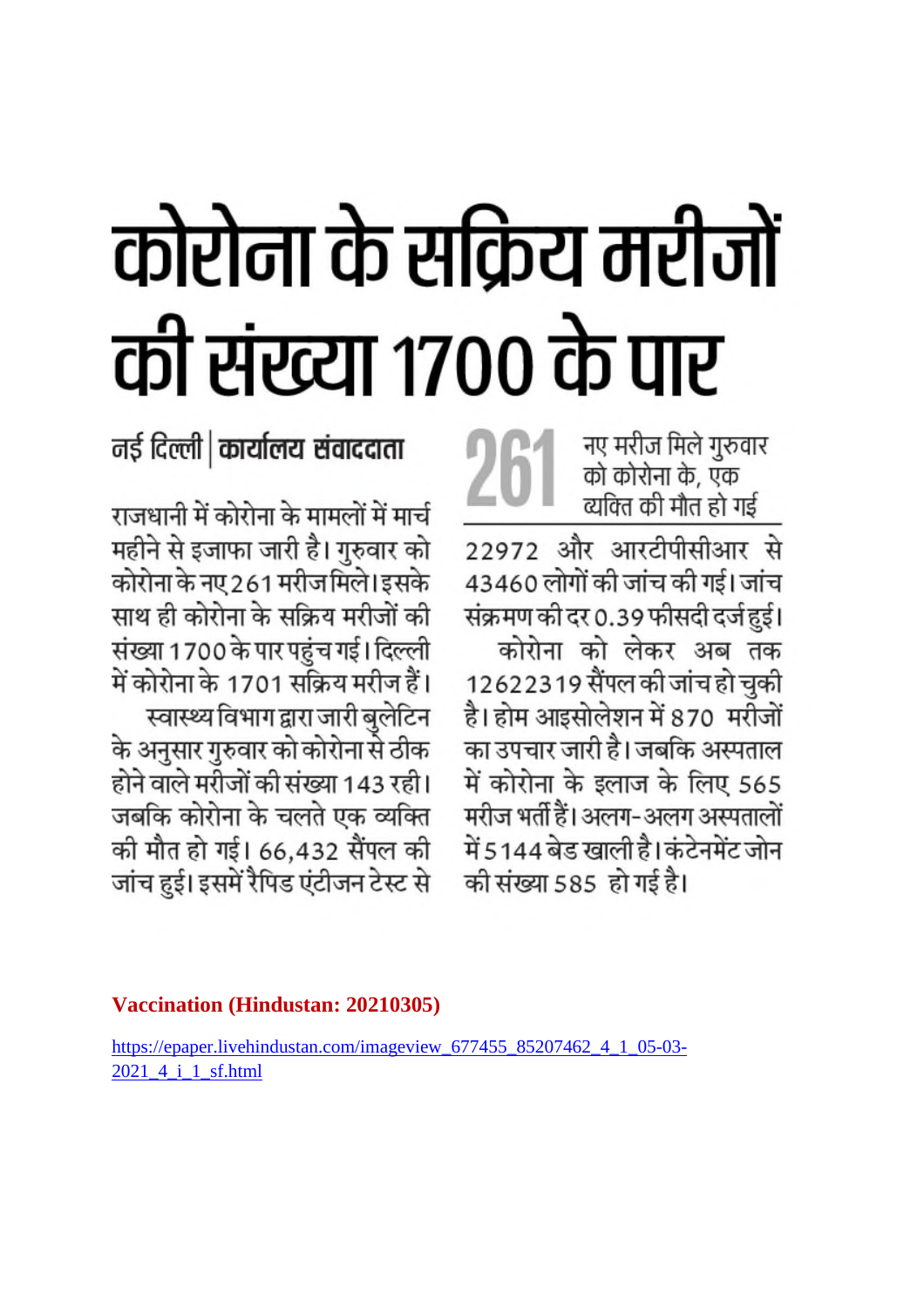# कोरोना के सक्रिय मरीजों की संख्या 1700 के पार

नई दिल्ली | **कार्यालय संवाददाता**

राजधानी में कोरोना के मामलों में मार्च महीने से इजाफा जारी है। गुरुवार को कोरोना के नए 261 मरीज मिले। इसके साथ ही कोरोना के सक्रिय मरीजों की संख्या 1700 के पार पहुंच गई। दिल्ली में कोरोना के 1701 सक्रिय मरीज हैं।

स्वास्थ्य विभाग द्वारा जारी बुलेटिन के अनुसार गुरुवार को कोरोना से ठीक होने वाले मरीजों की संख्या 143 रही। जबकि कोरोना के चलते एक व्यक्ति की मौत हो गई। 66,432 सैंपल की जांच हुई। इसमें रैपिड एंटीजन टेस्ट से

**261** नए मरीज मिले गुरुवार को कोरोना के, एक व्यक्ति की मौत हो गई

22972 और आरटीपीसीआर से 43460 लोगों की जांच की गई। जांच संक्रमण की दर 0.39 फीसदी दर्ज हुई।

कोरोना को लेकर अब तक 12622319 सैंपल की जांच हो चुकी है। होम आइसोलेशन में 870 मरीजों का उपचार जारी है। जबकि अस्पताल में कोरोना के इलाज के लिए 565 मरीज भर्ती हैं। अलग-अलग अस्पतालों में 5144 बेड खाली है। कंटेनमेंट जोन की संख्या 585 हो गई है।

**Vaccination (Hindustan: 20210305)**

https://epaper.livehindustan.com/imageview_677455_85207462_4_1_05-03-2021_4_i_1_sf.html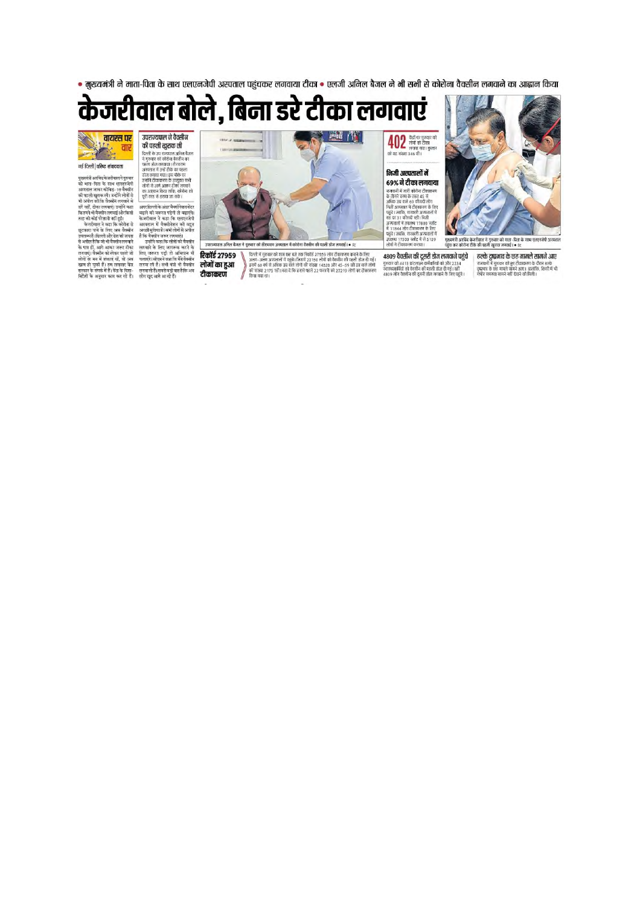• मुख्यमंत्री ने माता-पिता के साथ एलएनजेपी अस्पताल पहुंचकर लगवाया टीका • एलजी अनिल बैजल ने भी सभी से कोरोना वैक्सीन लगवाने का आह्वान किया

# केजरीवाल बोले, बिना डरे टीका लगवाएं

**वायरस पर वार**

नई दिल्ली | वरिष्ठ संवाददाता

मुख्यमंत्री अरविंद केजरीवाल ने गुरुवार को माता-पिता के साथ एलएनजेपी अस्पताल जाकर कोविड-19 वैक्सीन की पहली खुराक ली। उन्होंने लोगों से भी अपील की कि वैक्सीन लगवाने से डरें नहीं, टीका लगवाएं। उन्होंने कहा कि उनके माता-पिता ने भी वैक्सीन लगवाई और किसी तरह की कोई परेशानी नहीं हुई।

केजरीवाल ने कहा कि कोरोना से छुटकारा पाने के लिए अब वैक्सीन उपलब्ध है। दिल्ली और देश की जनता से अपील है कि जो भी वैक्सीन लगवाने के पात्र हैं, आगे आकर जरूर टीका लगवाएं। वैक्सीन को लेकर पहले जो लोगों के मन में शंकाएं थीं, वो अब खत्म हो चुकी हैं। हम लगातार केंद्र सरकार के संपर्क में हैं। केंद्र के दिशा-निर्देशों के अनुसार काम कर रहे हैं।

अगर दिल्ली के अंदर वैक्सीनेशन सेंटर बढ़ाने की जरूरत पड़ेगी तो बढ़ाएंगे। केजरीवाल ने कहा कि एलएनजेपी अस्पताल में वैक्सीनेशन की बहुत अच्छी सुविधा है। सभी लोगों से अपील है कि वैक्सीन जरूर लगवाएं।

उन्होंने कहा कि लोगों को वैक्सीन लगवाने के लिए जागरूक करने के लिए, जरूरत पड़ी तो अभियान भी चलाएंगे। लोगों ने कहा कि मैंने वैक्सीन लगवा ली है। सभी बच्चे भी वैक्सीन लगवा रहे हैं। सबसे बड़ी बात है कि अब लोग खुद आगे आ रहे हैं।

## उपराज्यपाल ने वैक्सीन की पहली खुराक ली

दिल्ली के उपराज्यपाल अनिल बैजल ने गुरुवार को कोरोना वैक्सीन का पहला डोज लगवाया। तीरथराम अस्पताल में उन्हें टीके का पहला डोज लगाया गया। इस मौके पर उन्होंने टीकाकरण के उपयुक्त सभी लोगों से आगे आकर टीका लगवाने का आह्वान किया ताकि, कोरोना को पूरी तरह से हराया जा सके।

उपराज्यपाल अनिल बैजल ने गुरुवार को तीरथराम अस्पताल में कोरोना वैक्सीन की पहली डोज लगवाई। •

## रिकॉर्ड 27959 लोगों का हुआ टीकाकरण

दिल्ली में गुरुवार को शाम छह बजे तक रिकॉर्ड 27959 लोग टीकाकरण कराने के लिए अलग-अलग अस्पतालों में पहुंचे। जिसमें 23150 लोगों को वैक्सीन की पहली डोज दी गई। इसमें 60 वर्ष से अधिक उम्र वाले लोगों की संख्या 14528 और 45-59 की उम्र वाले लोगों की संख्या 2175 रही। बता दें कि इससे पहले 22 फरवरी को 27219 लोगों का टीकाकरण किया गया था।

**402** केंद्रों पर गुरुवार को लोगों को टीका लगाया गया। बुधवार को यह संख्या 346 थी।

## निजी अस्पतालों में 69% ने टीका लगवाया

राजधानी में जारी कोरोना टीकाकरण के तीसरे चरण के तहत 45 से अधिक उम्र वाले 69 फीसदी लोग निजी अस्पताल में टीकाकरण के लिए पहुंचे। जबकि, सरकारी अस्पतालों में यह दर 31 फीसदी रही। निजी अस्पतालों में उपलब्ध 17800 स्लॉट में 11844 लोग टीकाकरण के लिए पहुंचे। जबकि, सरकारी अस्पतालों में उपलब्ध 17500 स्लॉट में से 5189 लोगों ने टीकाकरण कराया।

## 4809 वैक्सीन की दूसरी डोज लगवाने पहुंचे

गुरुवार को 4413 फ्रंटलाइन कर्मचारियों को और 2334 स्वास्थ्यकर्मियों को वैक्सीन की पहली डोज दी गई। वहीं 4809 लोग वैक्सीन की दूसरी डोज लगवाने के लिए पहुंचे।

मुख्यमंत्री अरविंद केजरीवाल ने गुरुवार को माता-पिता के साथ एलएनजेपी अस्पताल पहुंच कर कोरोना टीके की पहली खुराक लगवाई। •

## हल्के दुष्प्रभाव के छह मामले सामने आए

राजधानी में गुरुवार को हुए टीकाकरण के दौरान हल्के दुष्प्रभाव के छह मामले सामने आए। हालांकि, किसी में भी गंभीर समस्या सामने नहीं देखने को मिली।